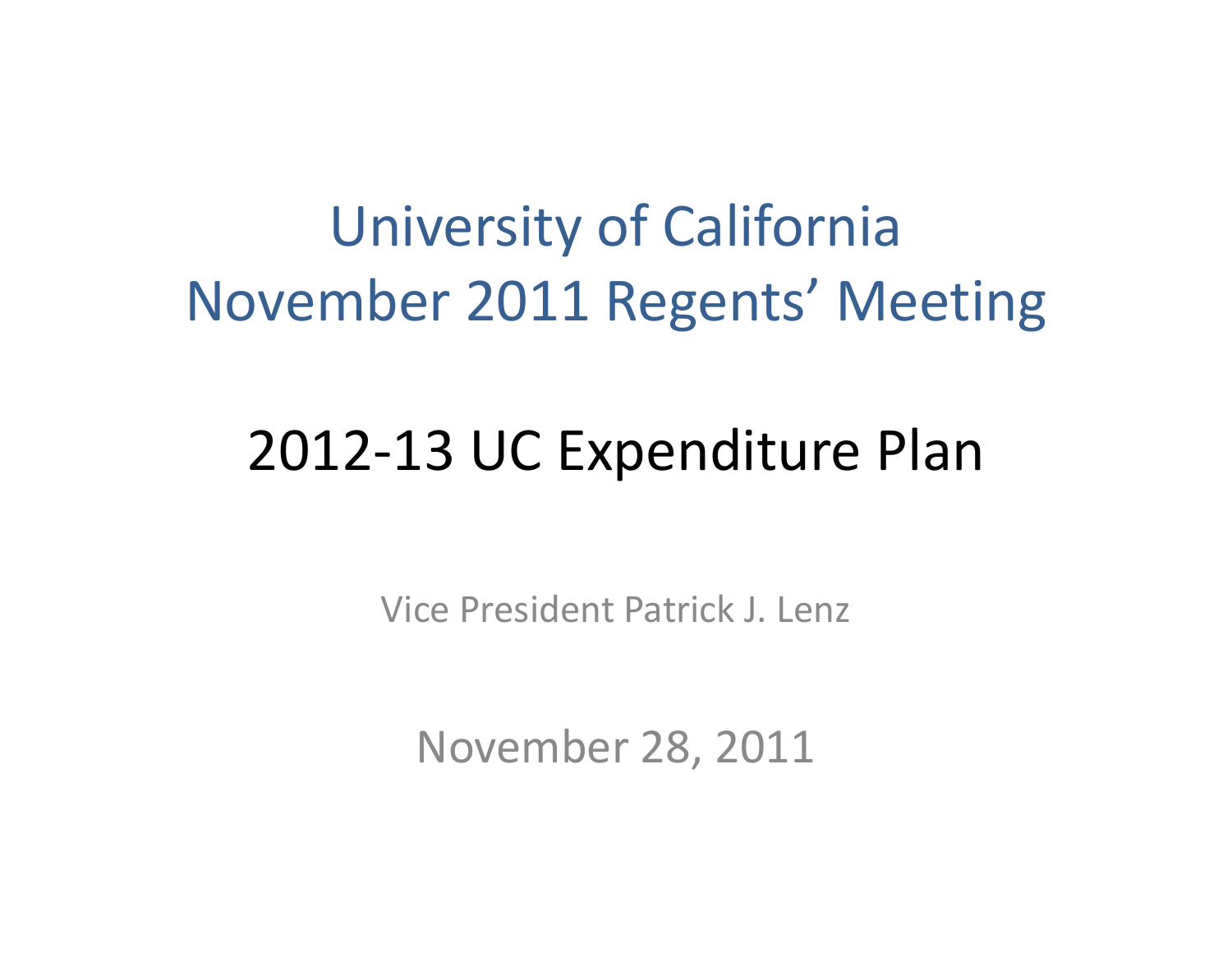# University of California
# November 2011 Regents' Meeting

## 2012-13 UC Expenditure Plan

Vice President Patrick J. Lenz

November 28, 2011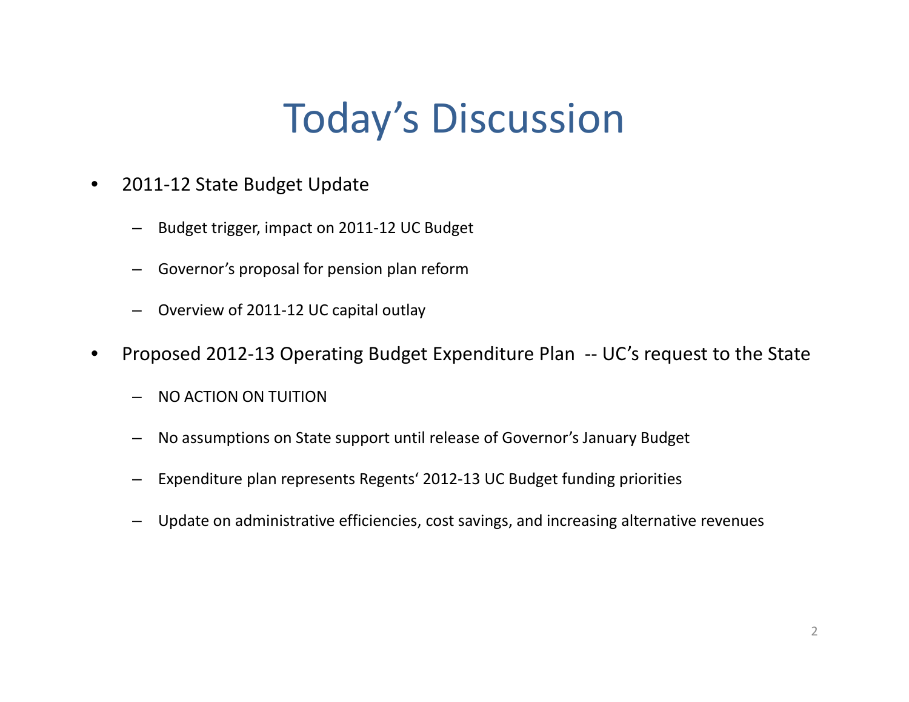# Today's Discussion

- 2011-12 State Budget Update
  - Budget trigger, impact on 2011-12 UC Budget
  - Governor's proposal for pension plan reform
  - Overview of 2011-12 UC capital outlay
- Proposed 2012-13 Operating Budget Expenditure Plan -- UC's request to the State
  - NO ACTION ON TUITION
  - No assumptions on State support until release of Governor's January Budget
  - Expenditure plan represents Regents' 2012-13 UC Budget funding priorities
  - Update on administrative efficiencies, cost savings, and increasing alternative revenues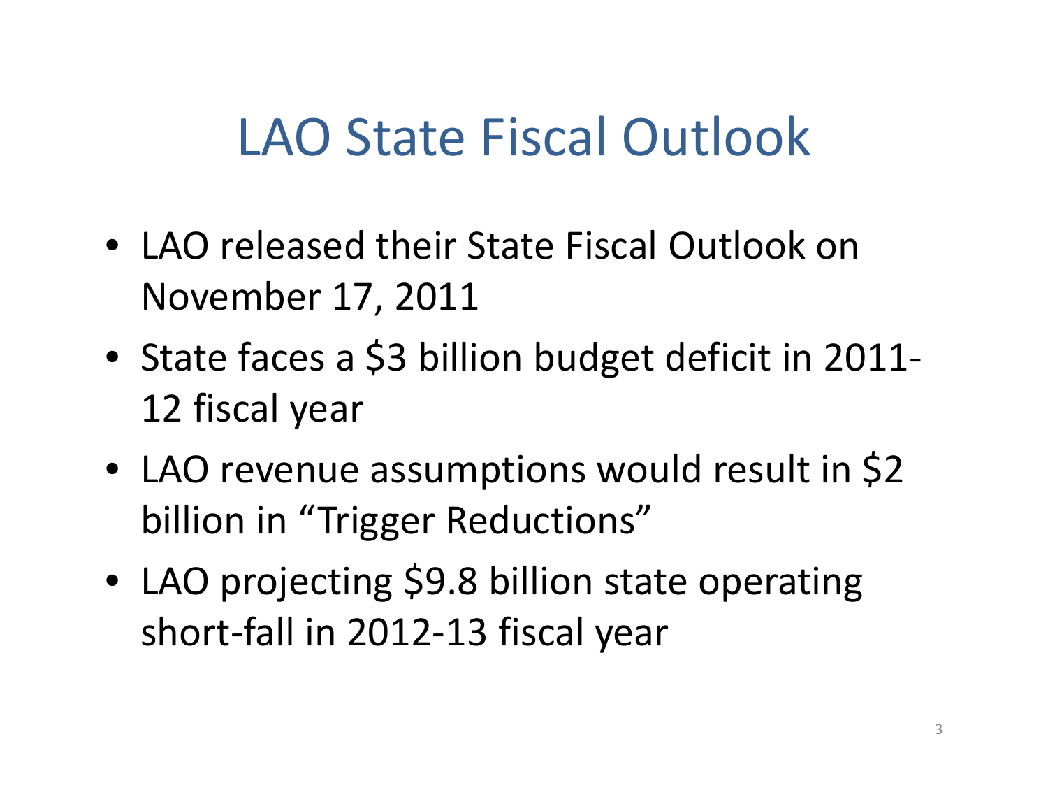# LAO State Fiscal Outlook

- LAO released their State Fiscal Outlook on November 17, 2011
- State faces a $3 billion budget deficit in 2011-12 fiscal year
- LAO revenue assumptions would result in $2 billion in “Trigger Reductions”
- LAO projecting $9.8 billion state operating short-fall in 2012-13 fiscal year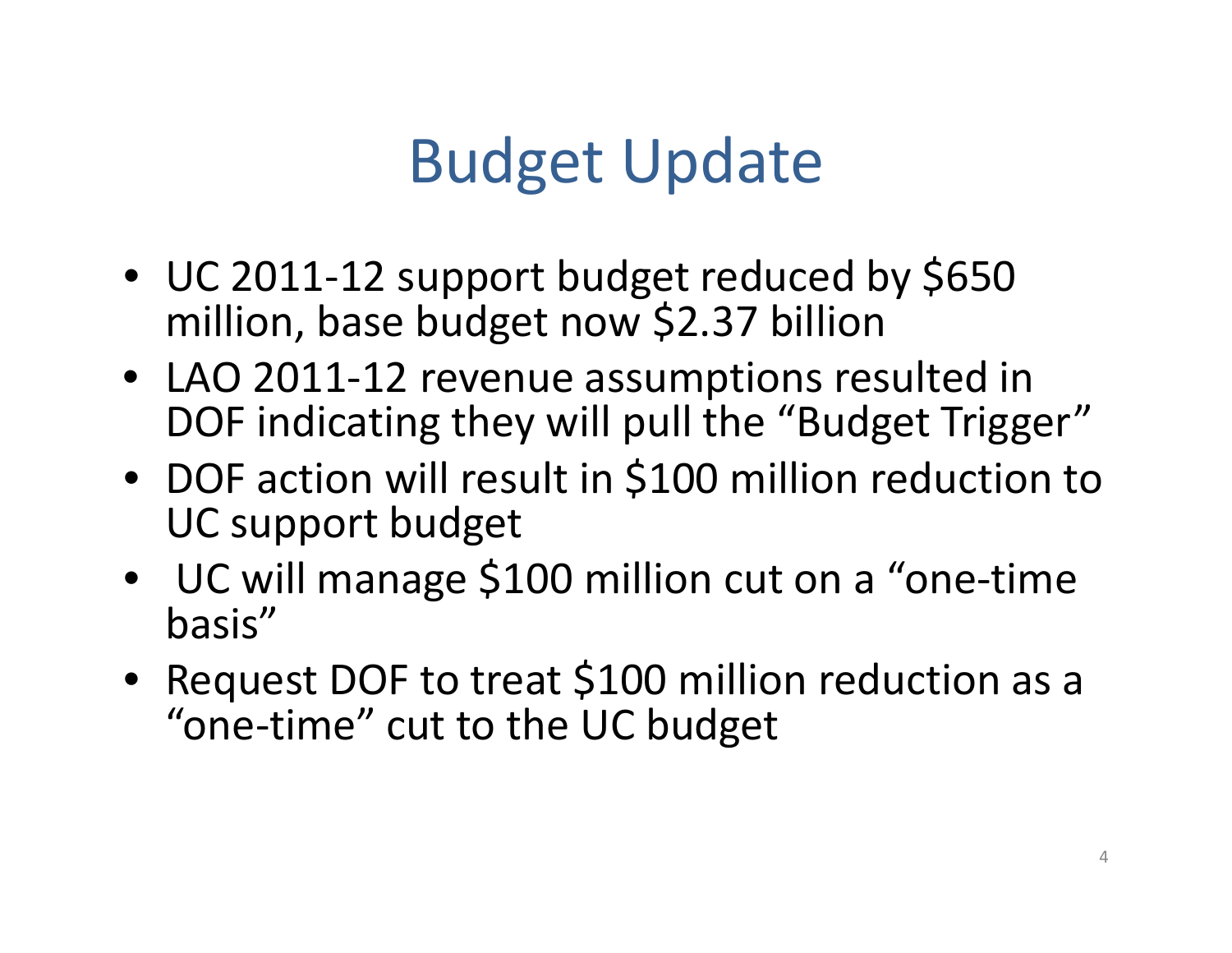# Budget Update

- UC 2011-12 support budget reduced by $650 million, base budget now $2.37 billion
- LAO 2011-12 revenue assumptions resulted in DOF indicating they will pull the "Budget Trigger"
- DOF action will result in $100 million reduction to UC support budget
- UC will manage $100 million cut on a "one-time basis"
- Request DOF to treat $100 million reduction as a "one-time" cut to the UC budget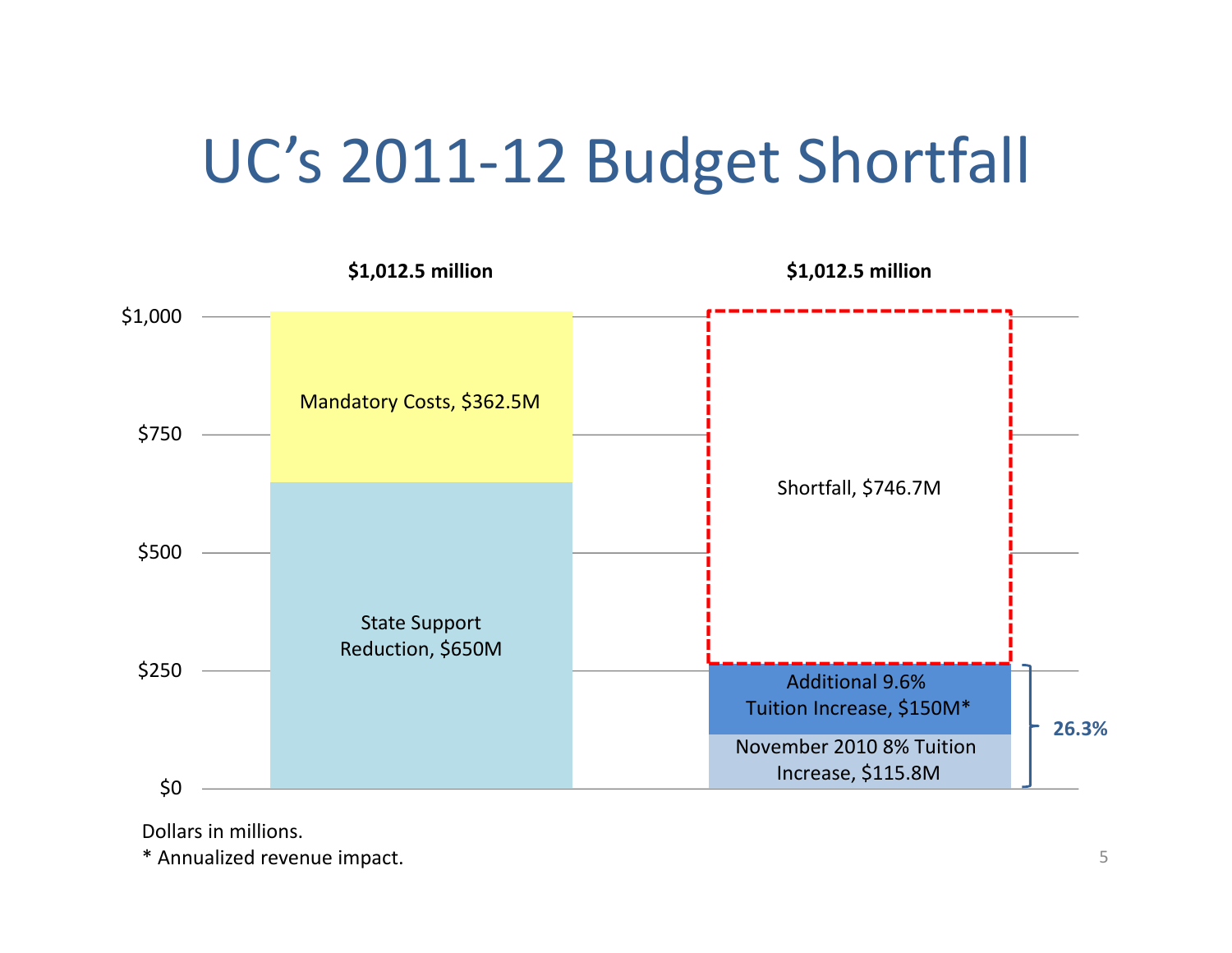# UC's 2011-12 Budget Shortfall

**$1,012.5 million**

- Mandatory Costs, $362.5M
- State Support Reduction, $650M

**$1,012.5 million**

- Shortfall, $746.7M
- Additional 9.6% Tuition Increase, $150M*
- November 2010 8% Tuition Increase, $115.8M

**26.3%**

Dollars in millions.

* Annualized revenue impact.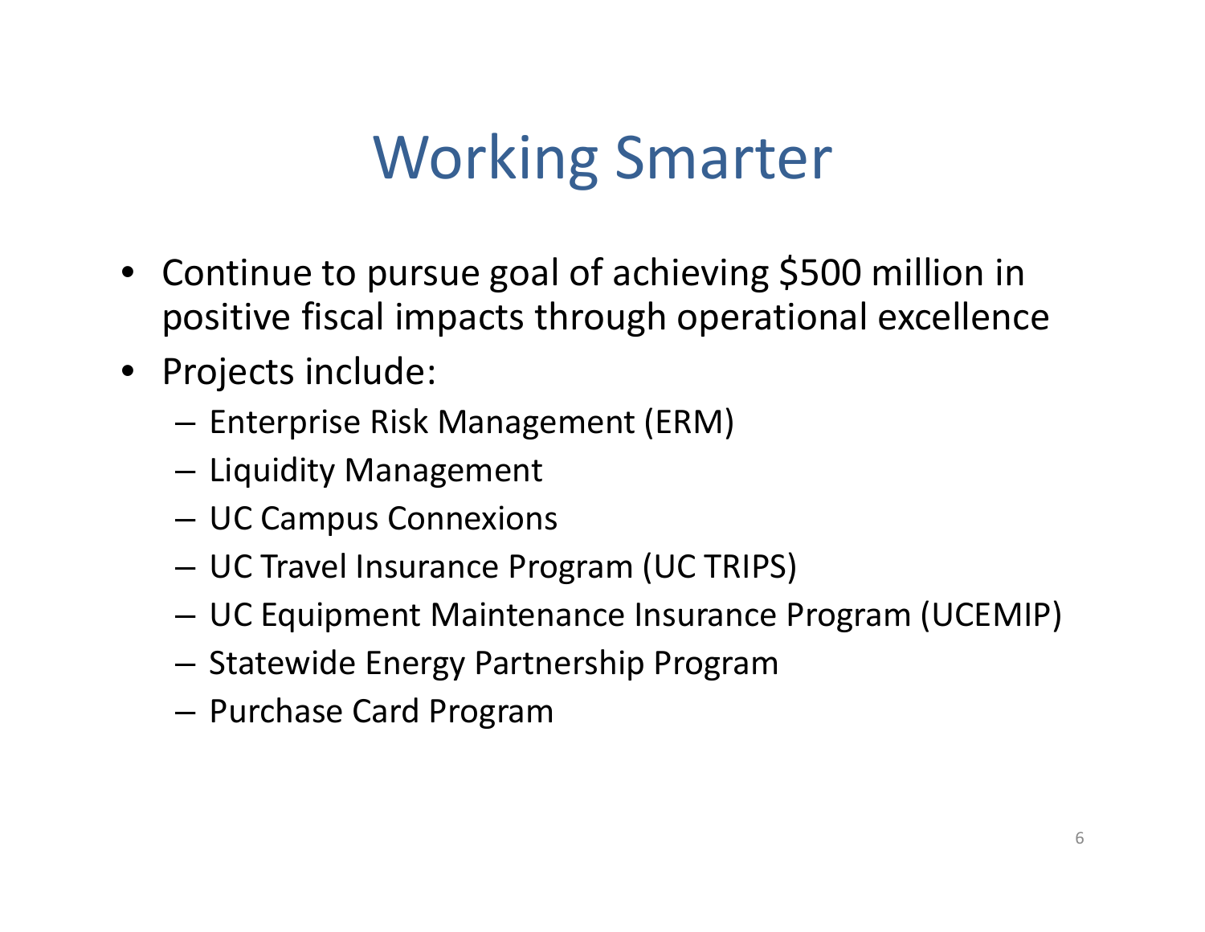# Working Smarter

- Continue to pursue goal of achieving $500 million in positive fiscal impacts through operational excellence
- Projects include:
  - Enterprise Risk Management (ERM)
  - Liquidity Management
  - UC Campus Connexions
  - UC Travel Insurance Program (UC TRIPS)
  - UC Equipment Maintenance Insurance Program (UCEMIP)
  - Statewide Energy Partnership Program
  - Purchase Card Program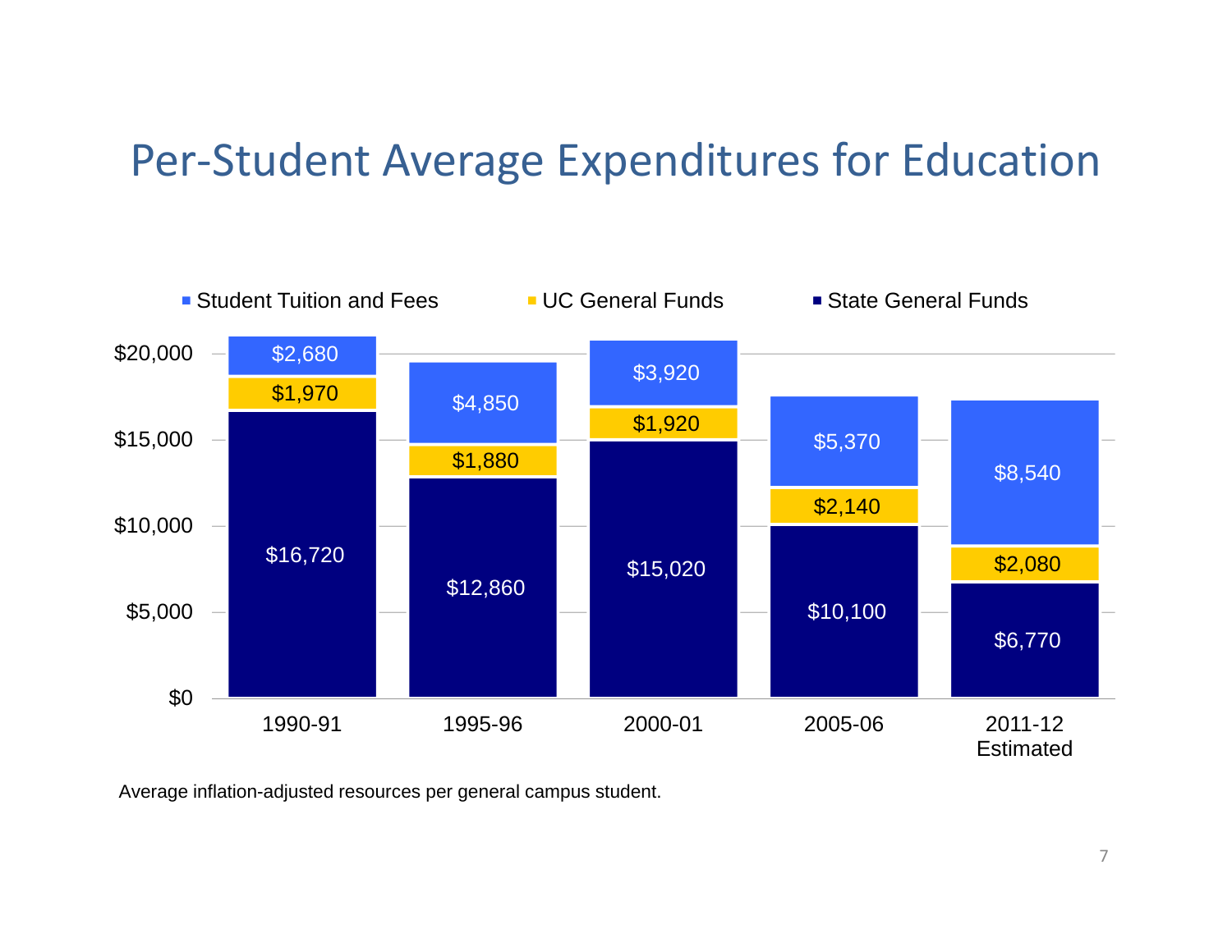# Per-Student Average Expenditures for Education

| | 1990-91 | 1995-96 | 2000-01 | 2005-06 | 2011-12 Estimated |
|---|---|---|---|---|---|
| Student Tuition and Fees | $2,680 | $4,850 | $3,920 | $5,370 | $8,540 |
| UC General Funds | $1,970 | $1,880 | $1,920 | $2,140 | $2,080 |
| State General Funds | $16,720 | $12,860 | $15,020 | $10,100 | $6,770 |

Average inflation-adjusted resources per general campus student.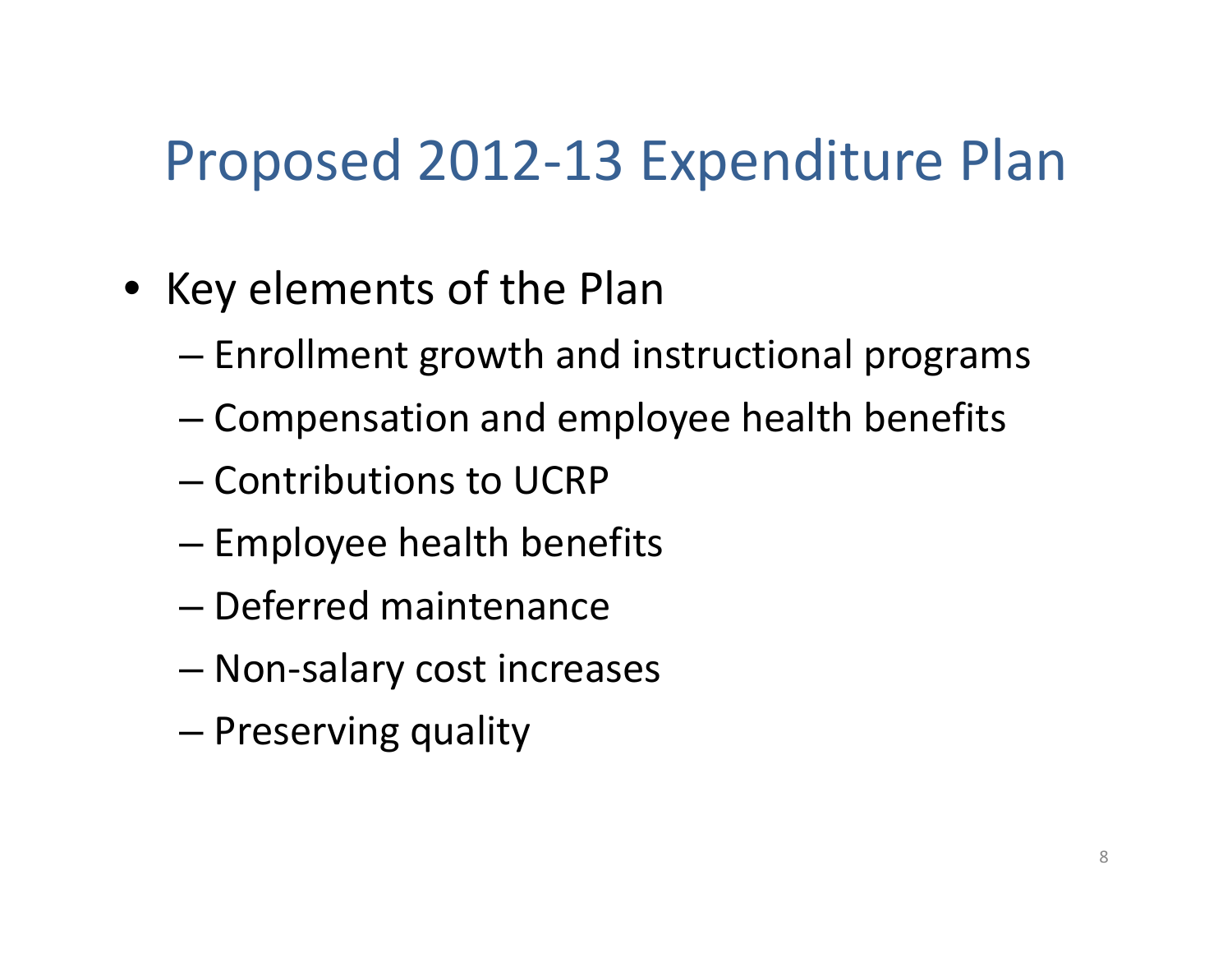# Proposed 2012-13 Expenditure Plan

- Key elements of the Plan
  - Enrollment growth and instructional programs
  - Compensation and employee health benefits
  - Contributions to UCRP
  - Employee health benefits
  - Deferred maintenance
  - Non-salary cost increases
  - Preserving quality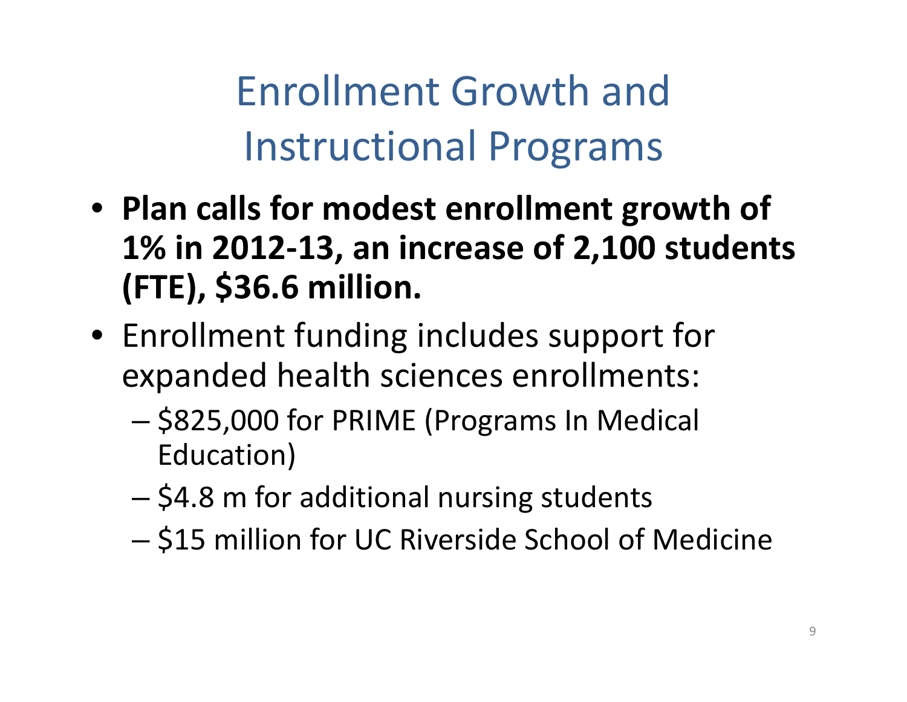# Enrollment Growth and Instructional Programs

- **Plan calls for modest enrollment growth of 1% in 2012-13, an increase of 2,100 students (FTE), $36.6 million.**
- Enrollment funding includes support for expanded health sciences enrollments:
  - $825,000 for PRIME (Programs In Medical Education)
  - $4.8 m for additional nursing students
  - $15 million for UC Riverside School of Medicine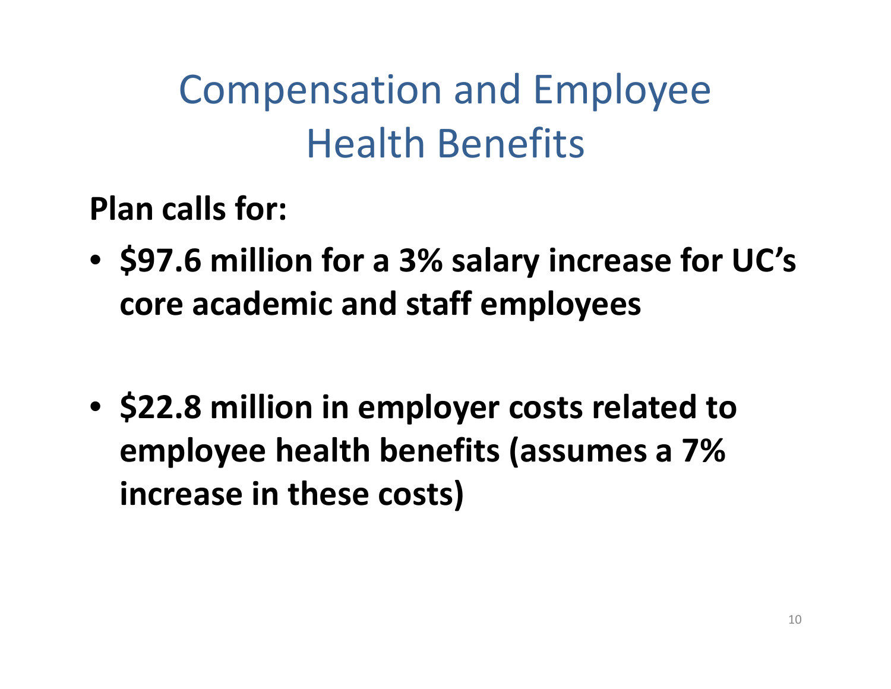# Compensation and Employee Health Benefits

**Plan calls for:**

- **$97.6 million for a 3% salary increase for UC's core academic and staff employees**

- **$22.8 million in employer costs related to employee health benefits (assumes a 7% increase in these costs)**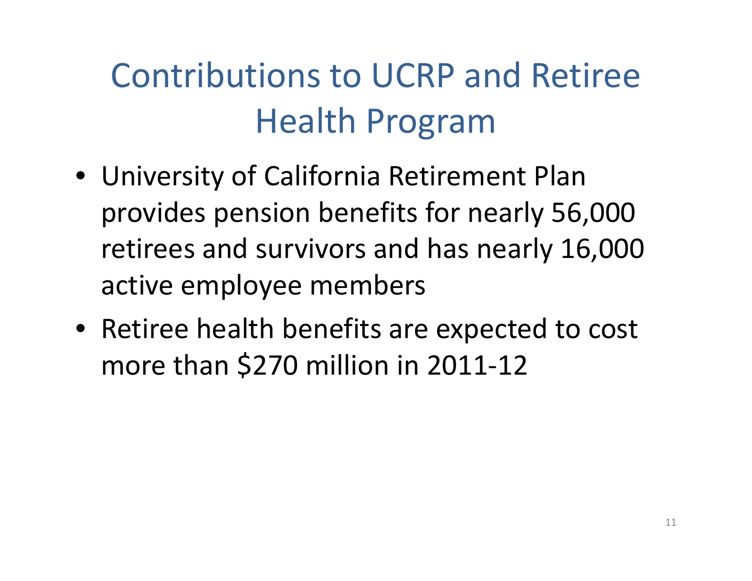# Contributions to UCRP and Retiree Health Program

- University of California Retirement Plan provides pension benefits for nearly 56,000 retirees and survivors and has nearly 16,000 active employee members
- Retiree health benefits are expected to cost more than $270 million in 2011-12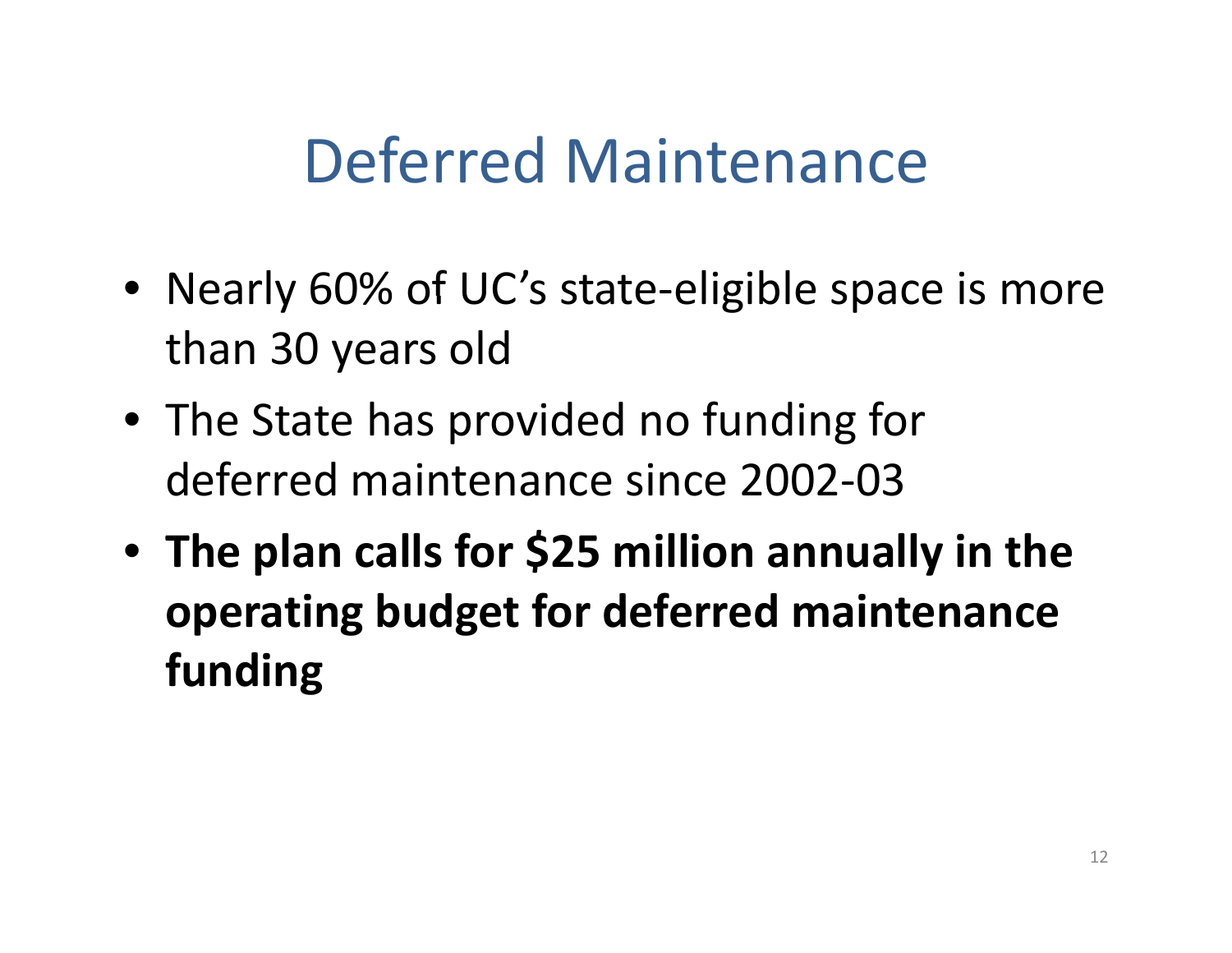# Deferred Maintenance

- Nearly 60% of UC's state-eligible space is more than 30 years old
- The State has provided no funding for deferred maintenance since 2002-03
- **The plan calls for $25 million annually in the operating budget for deferred maintenance funding**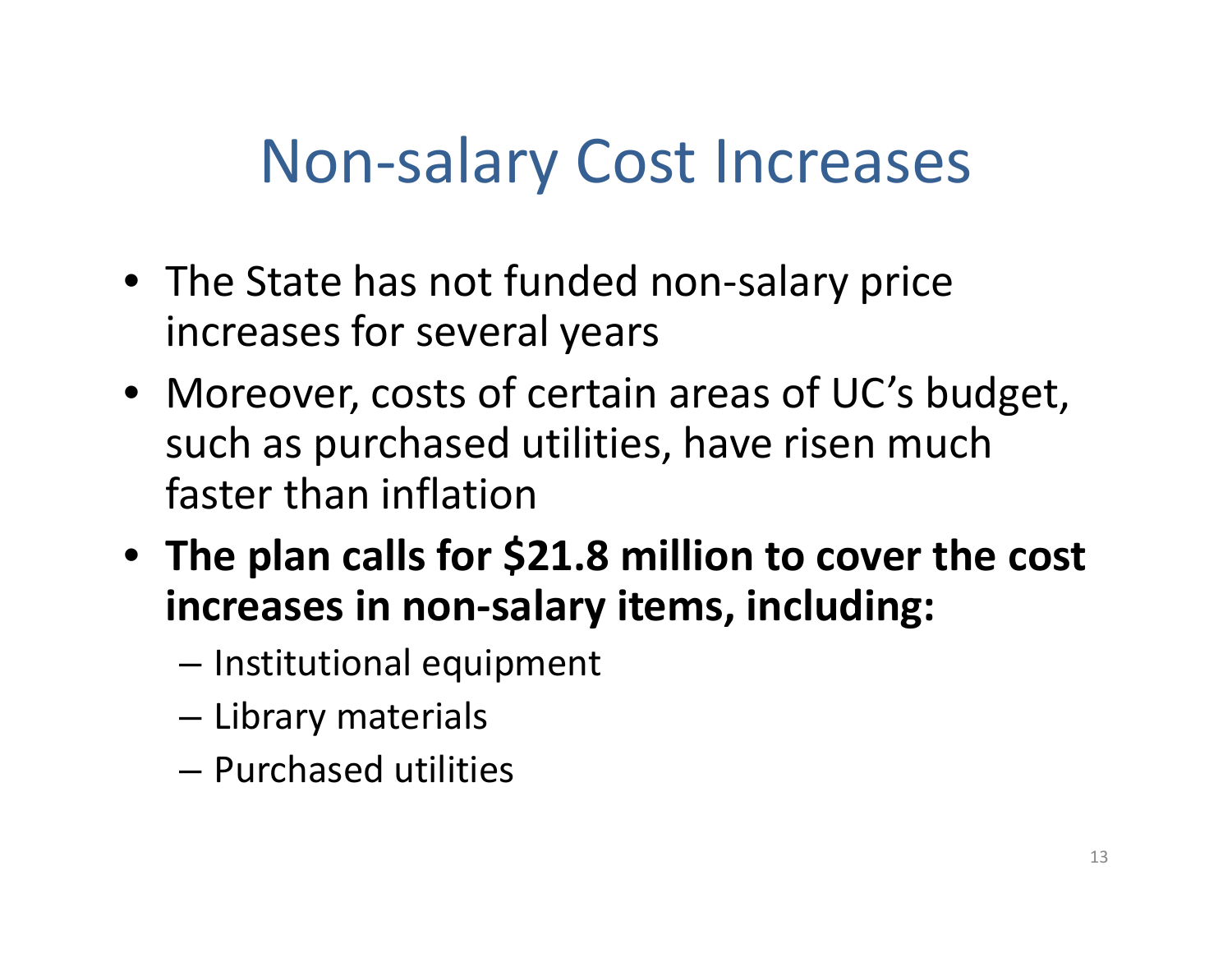# Non-salary Cost Increases

- The State has not funded non-salary price increases for several years
- Moreover, costs of certain areas of UC's budget, such as purchased utilities, have risen much faster than inflation
- **The plan calls for $21.8 million to cover the cost increases in non-salary items, including:**
  - Institutional equipment
  - Library materials
  - Purchased utilities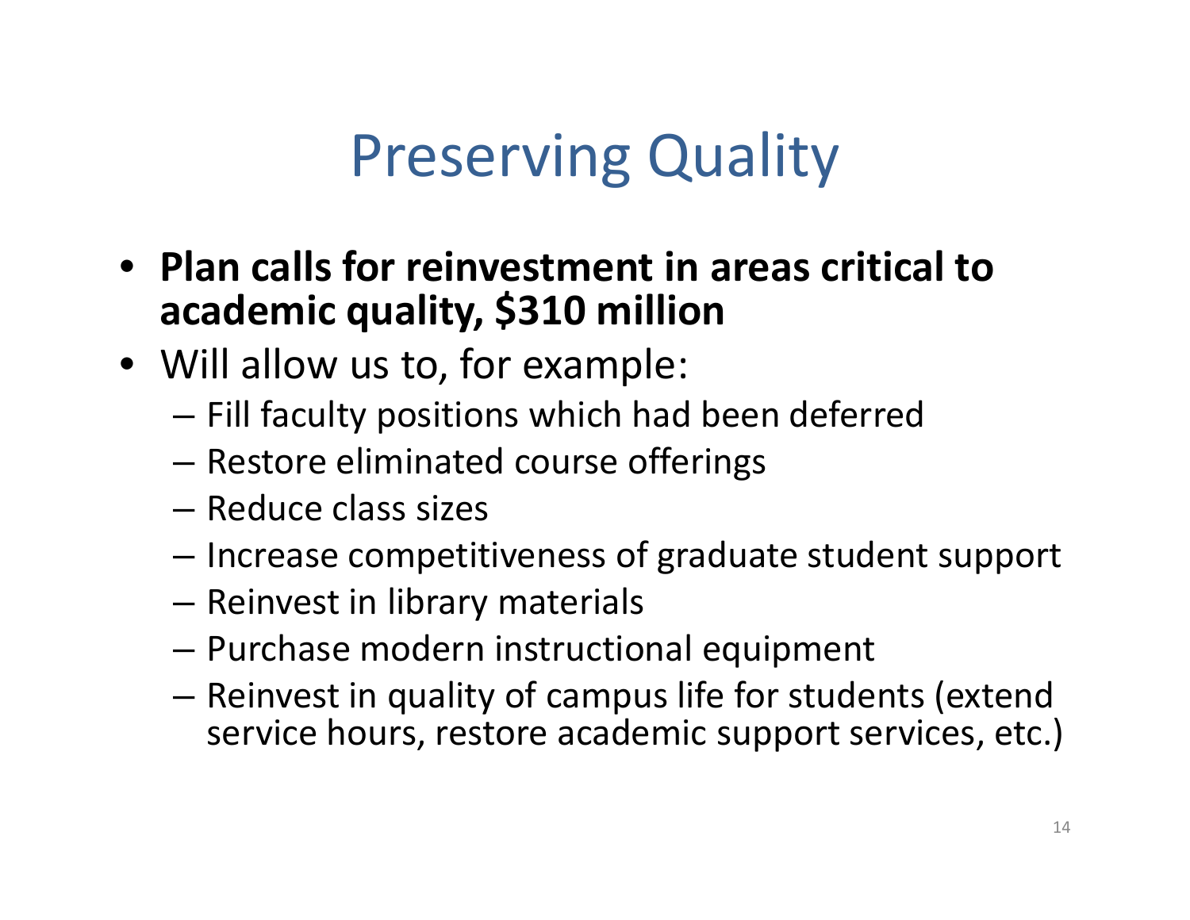# Preserving Quality

- **Plan calls for reinvestment in areas critical to academic quality, $310 million**
- Will allow us to, for example:
  - Fill faculty positions which had been deferred
  - Restore eliminated course offerings
  - Reduce class sizes
  - Increase competitiveness of graduate student support
  - Reinvest in library materials
  - Purchase modern instructional equipment
  - Reinvest in quality of campus life for students (extend service hours, restore academic support services, etc.)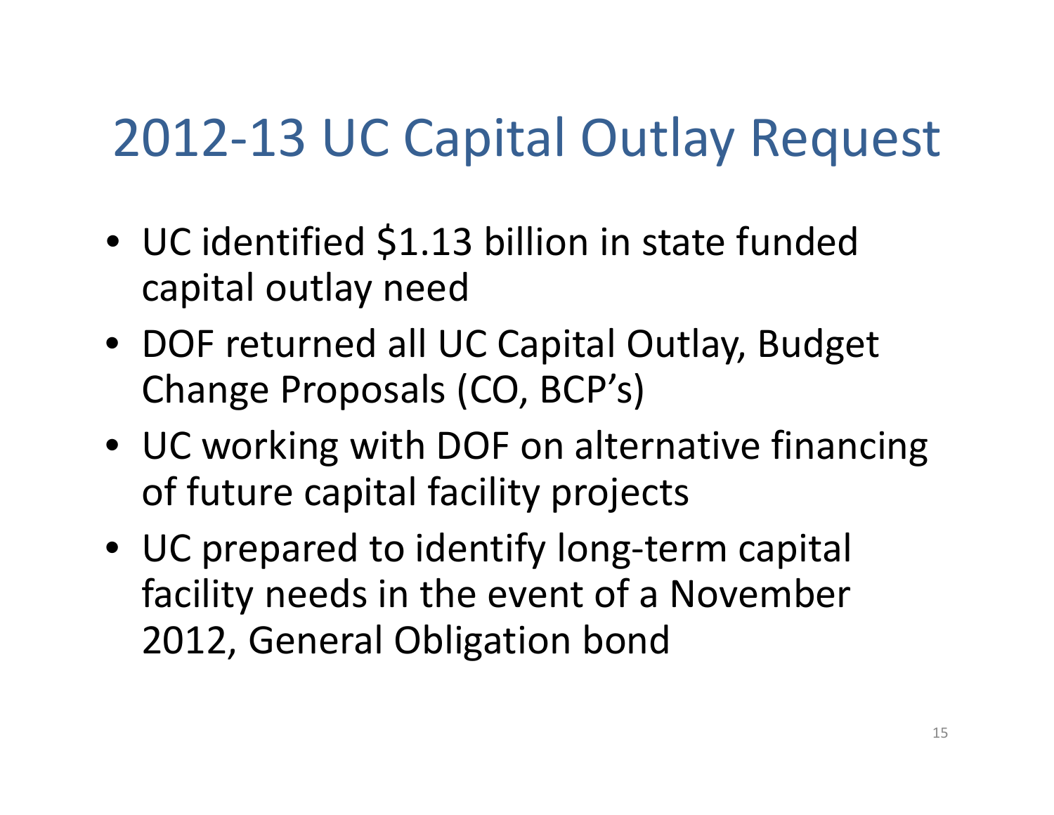# 2012-13 UC Capital Outlay Request

- UC identified $1.13 billion in state funded capital outlay need
- DOF returned all UC Capital Outlay, Budget Change Proposals (CO, BCP's)
- UC working with DOF on alternative financing of future capital facility projects
- UC prepared to identify long-term capital facility needs in the event of a November 2012, General Obligation bond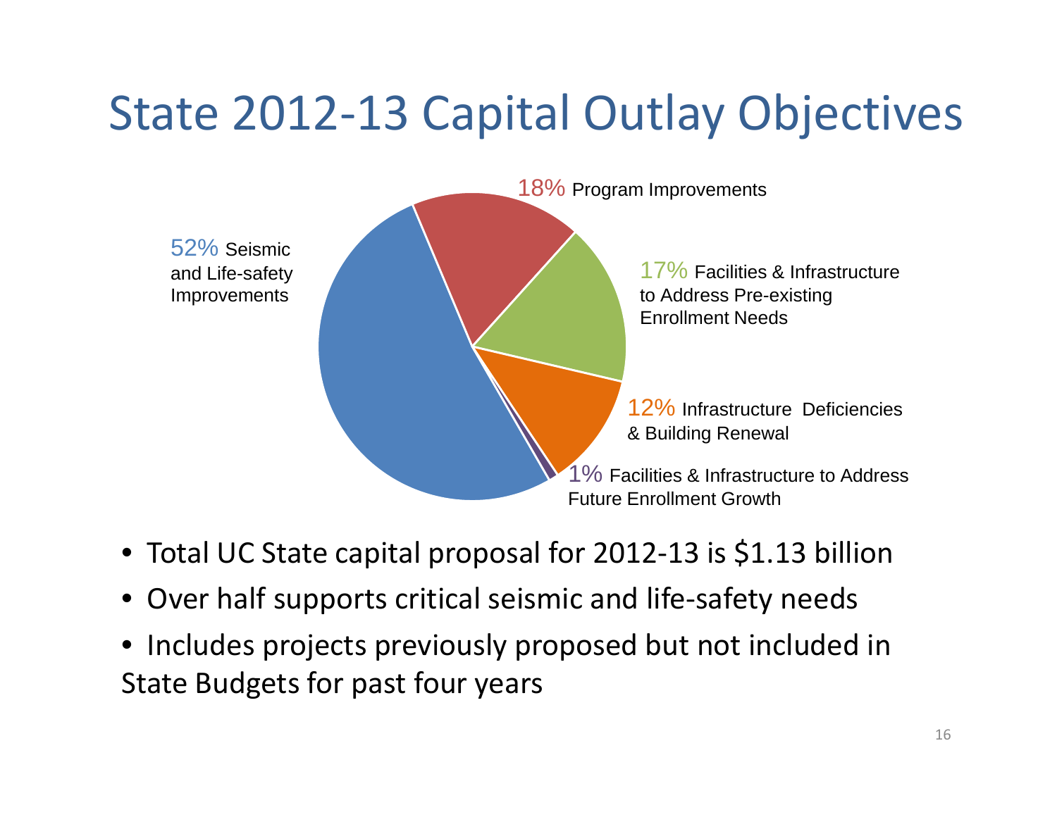# State 2012-13 Capital Outlay Objectives

52% Seismic and Life-safety Improvements

18% Program Improvements

17% Facilities & Infrastructure to Address Pre-existing Enrollment Needs

12% Infrastructure Deficiencies & Building Renewal

1% Facilities & Infrastructure to Address Future Enrollment Growth

- Total UC State capital proposal for 2012-13 is $1.13 billion
- Over half supports critical seismic and life-safety needs
- Includes projects previously proposed but not included in State Budgets for past four years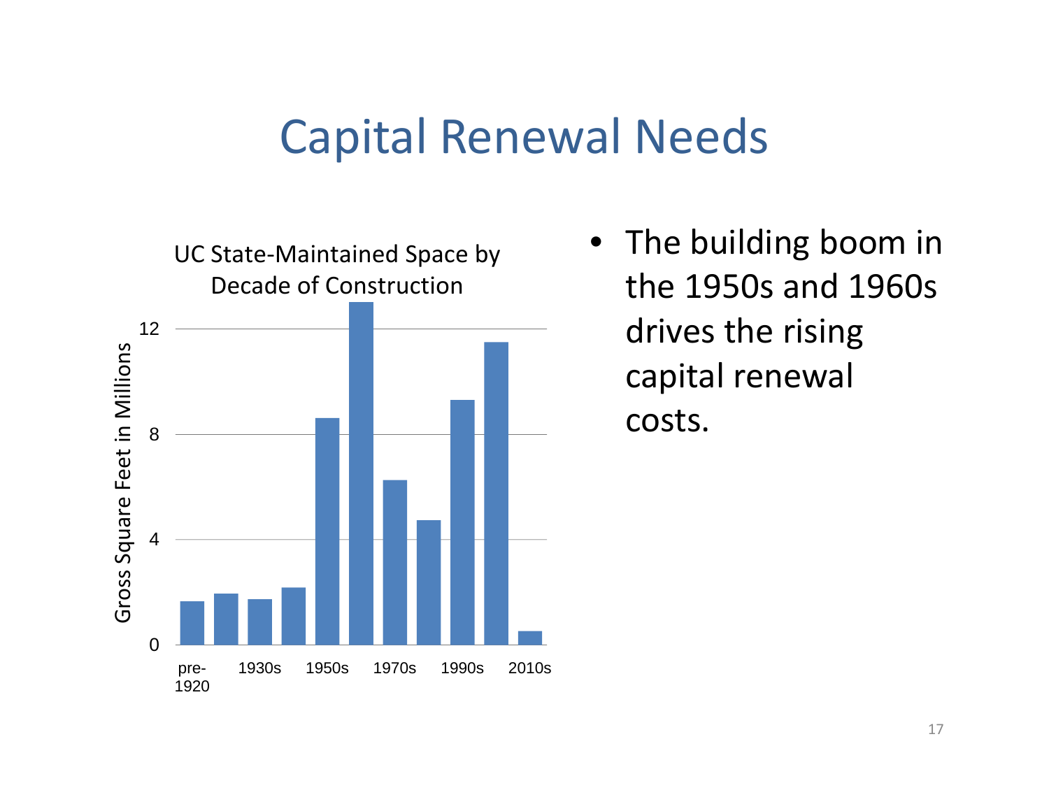# Capital Renewal Needs

UC State-Maintained Space by Decade of Construction

Gross Square Feet in Millions

0, 4, 8, 12

pre-1920, 1930s, 1950s, 1970s, 1990s, 2010s

- The building boom in the 1950s and 1960s drives the rising capital renewal costs.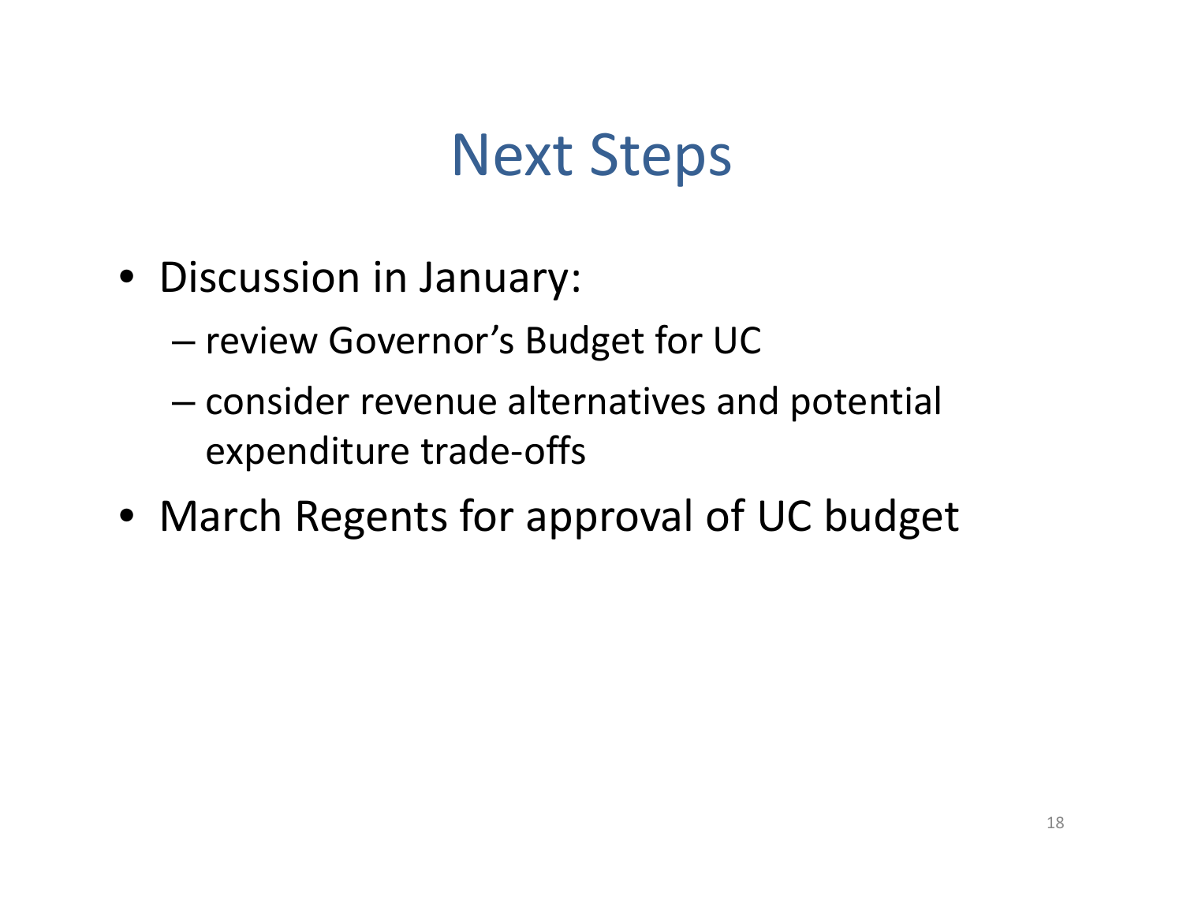# Next Steps

- Discussion in January:
  - review Governor's Budget for UC
  - consider revenue alternatives and potential expenditure trade-offs
- March Regents for approval of UC budget